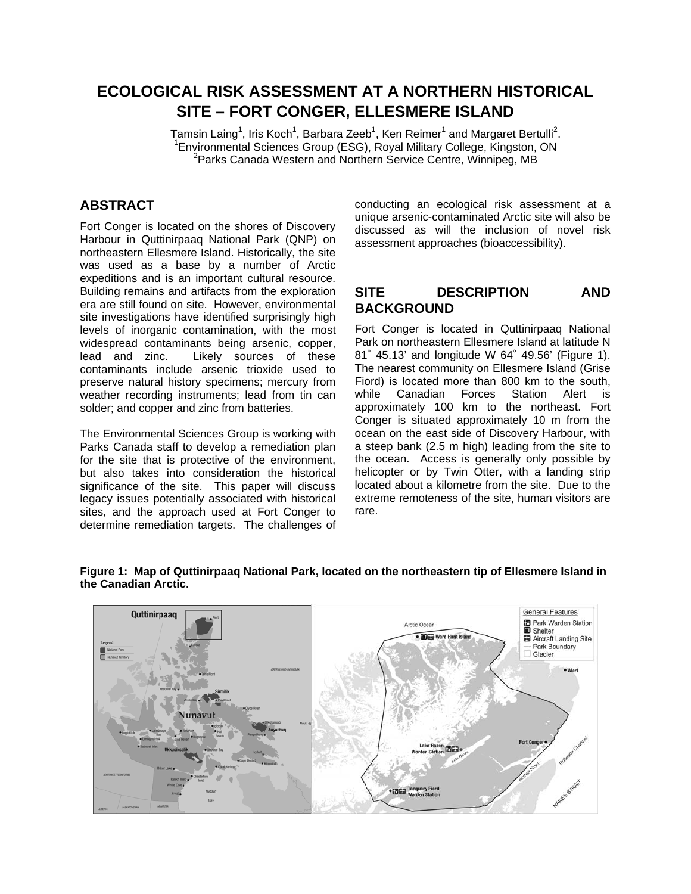# ECOLOGICAL RISK ASSESSMENT AT A NORTHERN HISTORICAL SITE – FORT CONGER, ELLESMERE ISLAND

Tamsin Laing[1], Iris Koch[1], Barbara Zeeb[1], Ken Reimer[1] and Margaret Bertulli[2].
[1]Environmental Sciences Group (ESG), Royal Military College, Kingston, ON
[2]Parks Canada Western and Northern Service Centre, Winnipeg, MB

## ABSTRACT

Fort Conger is located on the shores of Discovery Harbour in Quttinirpaaq National Park (QNP) on northeastern Ellesmere Island. Historically, the site was used as a base by a number of Arctic expeditions and is an important cultural resource. Building remains and artifacts from the exploration era are still found on site. However, environmental site investigations have identified surprisingly high levels of inorganic contamination, with the most widespread contaminants being arsenic, copper, lead and zinc. Likely sources of these contaminants include arsenic trioxide used to preserve natural history specimens; mercury from weather recording instruments; lead from tin can solder; and copper and zinc from batteries.

The Environmental Sciences Group is working with Parks Canada staff to develop a remediation plan for the site that is protective of the environment, but also takes into consideration the historical significance of the site. This paper will discuss legacy issues potentially associated with historical sites, and the approach used at Fort Conger to determine remediation targets. The challenges of conducting an ecological risk assessment at a unique arsenic-contaminated Arctic site will also be discussed as will the inclusion of novel risk assessment approaches (bioaccessibility).

## SITE DESCRIPTION AND BACKGROUND

Fort Conger is located in Quttinirpaaq National Park on northeastern Ellesmere Island at latitude N 81˚ 45.13' and longitude W 64˚ 49.56' (Figure 1). The nearest community on Ellesmere Island (Grise Fiord) is located more than 800 km to the south, while Canadian Forces Station Alert is approximately 100 km to the northeast. Fort Conger is situated approximately 10 m from the ocean on the east side of Discovery Harbour, with a steep bank (2.5 m high) leading from the site to the ocean. Access is generally only possible by helicopter or by Twin Otter, with a landing strip located about a kilometre from the site. Due to the extreme remoteness of the site, human visitors are rare.

**Figure 1: Map of Quttinirpaaq National Park, located on the northeastern tip of Ellesmere Island in the Canadian Arctic.**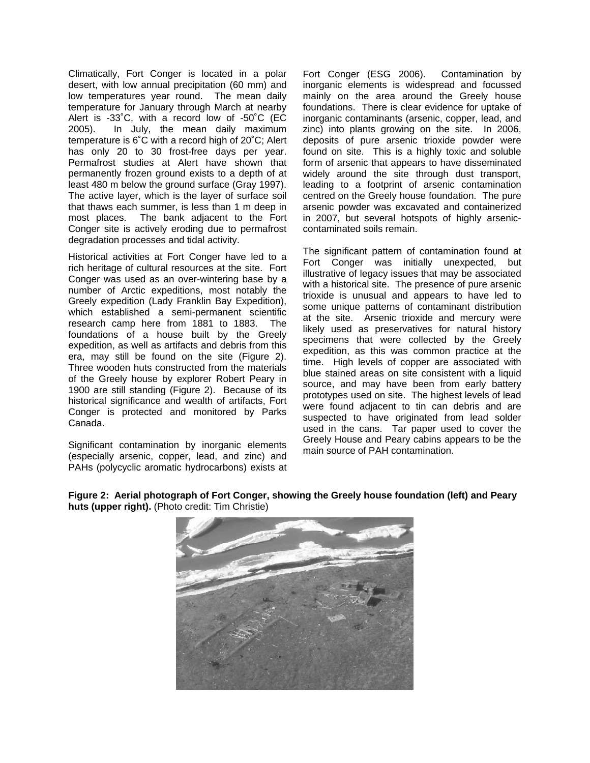Climatically, Fort Conger is located in a polar desert, with low annual precipitation (60 mm) and low temperatures year round. The mean daily temperature for January through March at nearby Alert is -33˚C, with a record low of -50˚C (EC 2005). In July, the mean daily maximum temperature is 6˚C with a record high of 20˚C; Alert has only 20 to 30 frost-free days per year. Permafrost studies at Alert have shown that permanently frozen ground exists to a depth of at least 480 m below the ground surface (Gray 1997). The active layer, which is the layer of surface soil that thaws each summer, is less than 1 m deep in most places. The bank adjacent to the Fort Conger site is actively eroding due to permafrost degradation processes and tidal activity.

Historical activities at Fort Conger have led to a rich heritage of cultural resources at the site. Fort Conger was used as an over-wintering base by a number of Arctic expeditions, most notably the Greely expedition (Lady Franklin Bay Expedition), which established a semi-permanent scientific research camp here from 1881 to 1883. The foundations of a house built by the Greely expedition, as well as artifacts and debris from this era, may still be found on the site (Figure 2). Three wooden huts constructed from the materials of the Greely house by explorer Robert Peary in 1900 are still standing (Figure 2). Because of its historical significance and wealth of artifacts, Fort Conger is protected and monitored by Parks Canada.

Significant contamination by inorganic elements (especially arsenic, copper, lead, and zinc) and PAHs (polycyclic aromatic hydrocarbons) exists at Fort Conger (ESG 2006). Contamination by inorganic elements is widespread and focussed mainly on the area around the Greely house foundations. There is clear evidence for uptake of inorganic contaminants (arsenic, copper, lead, and zinc) into plants growing on the site. In 2006, deposits of pure arsenic trioxide powder were found on site. This is a highly toxic and soluble form of arsenic that appears to have disseminated widely around the site through dust transport, leading to a footprint of arsenic contamination centred on the Greely house foundation. The pure arsenic powder was excavated and containerized in 2007, but several hotspots of highly arsenic-contaminated soils remain.

The significant pattern of contamination found at Fort Conger was initially unexpected, but illustrative of legacy issues that may be associated with a historical site. The presence of pure arsenic trioxide is unusual and appears to have led to some unique patterns of contaminant distribution at the site. Arsenic trioxide and mercury were likely used as preservatives for natural history specimens that were collected by the Greely expedition, as this was common practice at the time. High levels of copper are associated with blue stained areas on site consistent with a liquid source, and may have been from early battery prototypes used on site. The highest levels of lead were found adjacent to tin can debris and are suspected to have originated from lead solder used in the cans. Tar paper used to cover the Greely House and Peary cabins appears to be the main source of PAH contamination.

**Figure 2: Aerial photograph of Fort Conger, showing the Greely house foundation (left) and Peary huts (upper right).** (Photo credit: Tim Christie)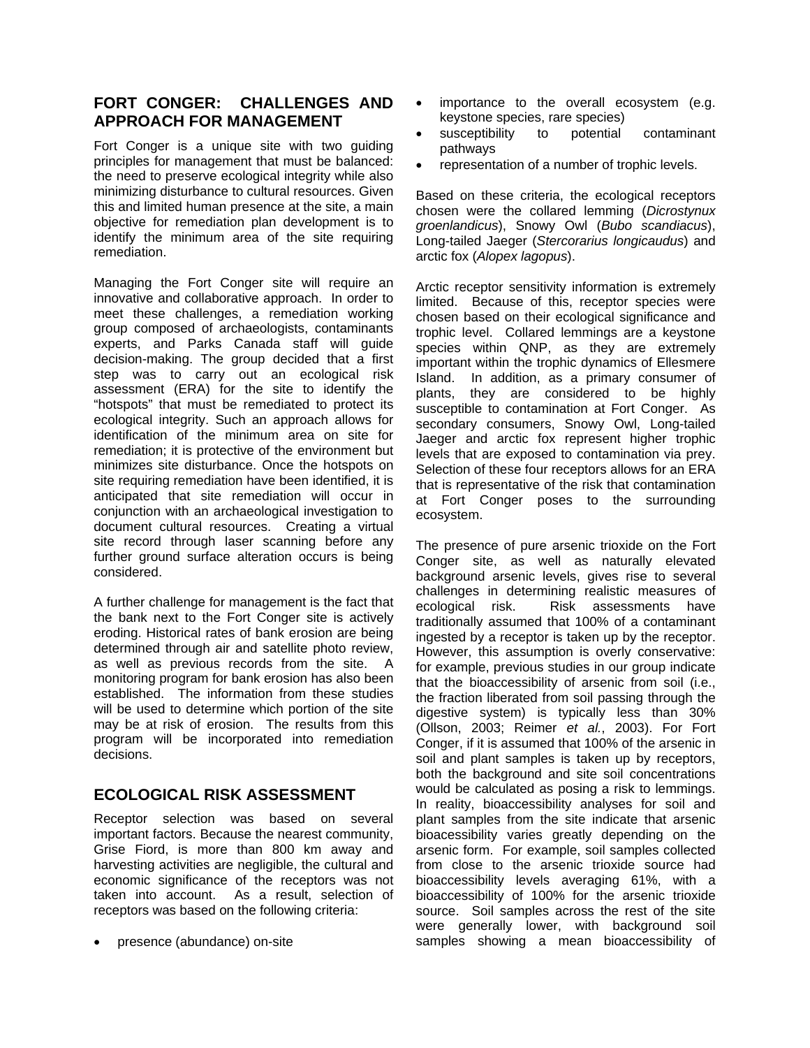## FORT CONGER: CHALLENGES AND APPROACH FOR MANAGEMENT

Fort Conger is a unique site with two guiding principles for management that must be balanced: the need to preserve ecological integrity while also minimizing disturbance to cultural resources. Given this and limited human presence at the site, a main objective for remediation plan development is to identify the minimum area of the site requiring remediation.

Managing the Fort Conger site will require an innovative and collaborative approach. In order to meet these challenges, a remediation working group composed of archaeologists, contaminants experts, and Parks Canada staff will guide decision-making. The group decided that a first step was to carry out an ecological risk assessment (ERA) for the site to identify the "hotspots" that must be remediated to protect its ecological integrity. Such an approach allows for identification of the minimum area on site for remediation; it is protective of the environment but minimizes site disturbance. Once the hotspots on site requiring remediation have been identified, it is anticipated that site remediation will occur in conjunction with an archaeological investigation to document cultural resources. Creating a virtual site record through laser scanning before any further ground surface alteration occurs is being considered.

A further challenge for management is the fact that the bank next to the Fort Conger site is actively eroding. Historical rates of bank erosion are being determined through air and satellite photo review, as well as previous records from the site. A monitoring program for bank erosion has also been established. The information from these studies will be used to determine which portion of the site may be at risk of erosion. The results from this program will be incorporated into remediation decisions.

## ECOLOGICAL RISK ASSESSMENT

Receptor selection was based on several important factors. Because the nearest community, Grise Fiord, is more than 800 km away and harvesting activities are negligible, the cultural and economic significance of the receptors was not taken into account. As a result, selection of receptors was based on the following criteria:

- presence (abundance) on-site
- importance to the overall ecosystem (e.g. keystone species, rare species)
- susceptibility to potential contaminant pathways
- representation of a number of trophic levels.

Based on these criteria, the ecological receptors chosen were the collared lemming (*Dicrostynux groenlandicus*), Snowy Owl (*Bubo scandiacus*), Long-tailed Jaeger (*Stercorarius longicaudus*) and arctic fox (*Alopex lagopus*).

Arctic receptor sensitivity information is extremely limited. Because of this, receptor species were chosen based on their ecological significance and trophic level. Collared lemmings are a keystone species within QNP, as they are extremely important within the trophic dynamics of Ellesmere Island. In addition, as a primary consumer of plants, they are considered to be highly susceptible to contamination at Fort Conger. As secondary consumers, Snowy Owl, Long-tailed Jaeger and arctic fox represent higher trophic levels that are exposed to contamination via prey. Selection of these four receptors allows for an ERA that is representative of the risk that contamination at Fort Conger poses to the surrounding ecosystem.

The presence of pure arsenic trioxide on the Fort Conger site, as well as naturally elevated background arsenic levels, gives rise to several challenges in determining realistic measures of ecological risk. Risk assessments have traditionally assumed that 100% of a contaminant ingested by a receptor is taken up by the receptor. However, this assumption is overly conservative: for example, previous studies in our group indicate that the bioaccessibility of arsenic from soil (i.e., the fraction liberated from soil passing through the digestive system) is typically less than 30% (Ollson, 2003; Reimer *et al.*, 2003). For Fort Conger, if it is assumed that 100% of the arsenic in soil and plant samples is taken up by receptors, both the background and site soil concentrations would be calculated as posing a risk to lemmings. In reality, bioaccessibility analyses for soil and plant samples from the site indicate that arsenic bioacessibility varies greatly depending on the arsenic form. For example, soil samples collected from close to the arsenic trioxide source had bioaccessibility levels averaging 61%, with a bioaccessibility of 100% for the arsenic trioxide source. Soil samples across the rest of the site were generally lower, with background soil samples showing a mean bioaccessibility of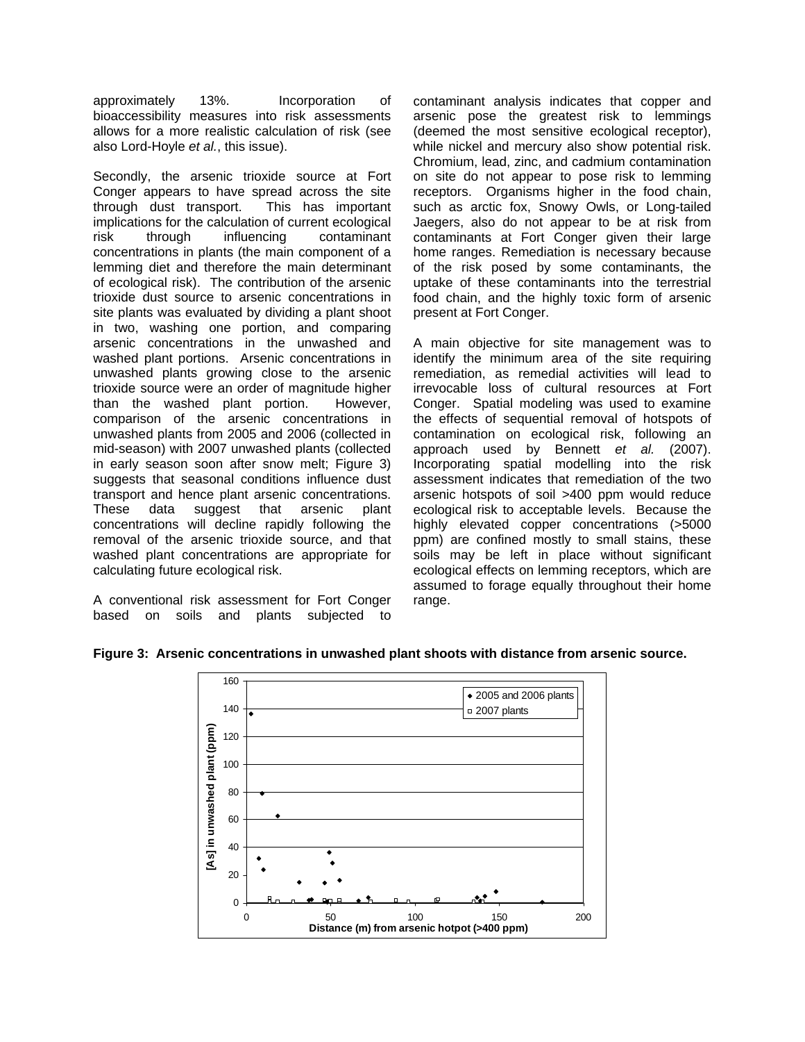approximately 13%. Incorporation of bioaccessibility measures into risk assessments allows for a more realistic calculation of risk (see also Lord-Hoyle *et al.*, this issue).

Secondly, the arsenic trioxide source at Fort Conger appears to have spread across the site through dust transport. This has important implications for the calculation of current ecological risk through influencing contaminant concentrations in plants (the main component of a lemming diet and therefore the main determinant of ecological risk). The contribution of the arsenic trioxide dust source to arsenic concentrations in site plants was evaluated by dividing a plant shoot in two, washing one portion, and comparing arsenic concentrations in the unwashed and washed plant portions. Arsenic concentrations in unwashed plants growing close to the arsenic trioxide source were an order of magnitude higher than the washed plant portion. However, comparison of the arsenic concentrations in unwashed plants from 2005 and 2006 (collected in mid-season) with 2007 unwashed plants (collected in early season soon after snow melt; Figure 3) suggests that seasonal conditions influence dust transport and hence plant arsenic concentrations. These data suggest that arsenic plant concentrations will decline rapidly following the removal of the arsenic trioxide source, and that washed plant concentrations are appropriate for calculating future ecological risk.

A conventional risk assessment for Fort Conger based on soils and plants subjected to contaminant analysis indicates that copper and arsenic pose the greatest risk to lemmings (deemed the most sensitive ecological receptor), while nickel and mercury also show potential risk. Chromium, lead, zinc, and cadmium contamination on site do not appear to pose risk to lemming receptors. Organisms higher in the food chain, such as arctic fox, Snowy Owls, or Long-tailed Jaegers, also do not appear to be at risk from contaminants at Fort Conger given their large home ranges. Remediation is necessary because of the risk posed by some contaminants, the uptake of these contaminants into the terrestrial food chain, and the highly toxic form of arsenic present at Fort Conger.

A main objective for site management was to identify the minimum area of the site requiring remediation, as remedial activities will lead to irrevocable loss of cultural resources at Fort Conger. Spatial modeling was used to examine the effects of sequential removal of hotspots of contamination on ecological risk, following an approach used by Bennett *et al.* (2007). Incorporating spatial modelling into the risk assessment indicates that remediation of the two arsenic hotspots of soil >400 ppm would reduce ecological risk to acceptable levels. Because the highly elevated copper concentrations (>5000 ppm) are confined mostly to small stains, these soils may be left in place without significant ecological effects on lemming receptors, which are assumed to forage equally throughout their home range.

**Figure 3: Arsenic concentrations in unwashed plant shoots with distance from arsenic source.**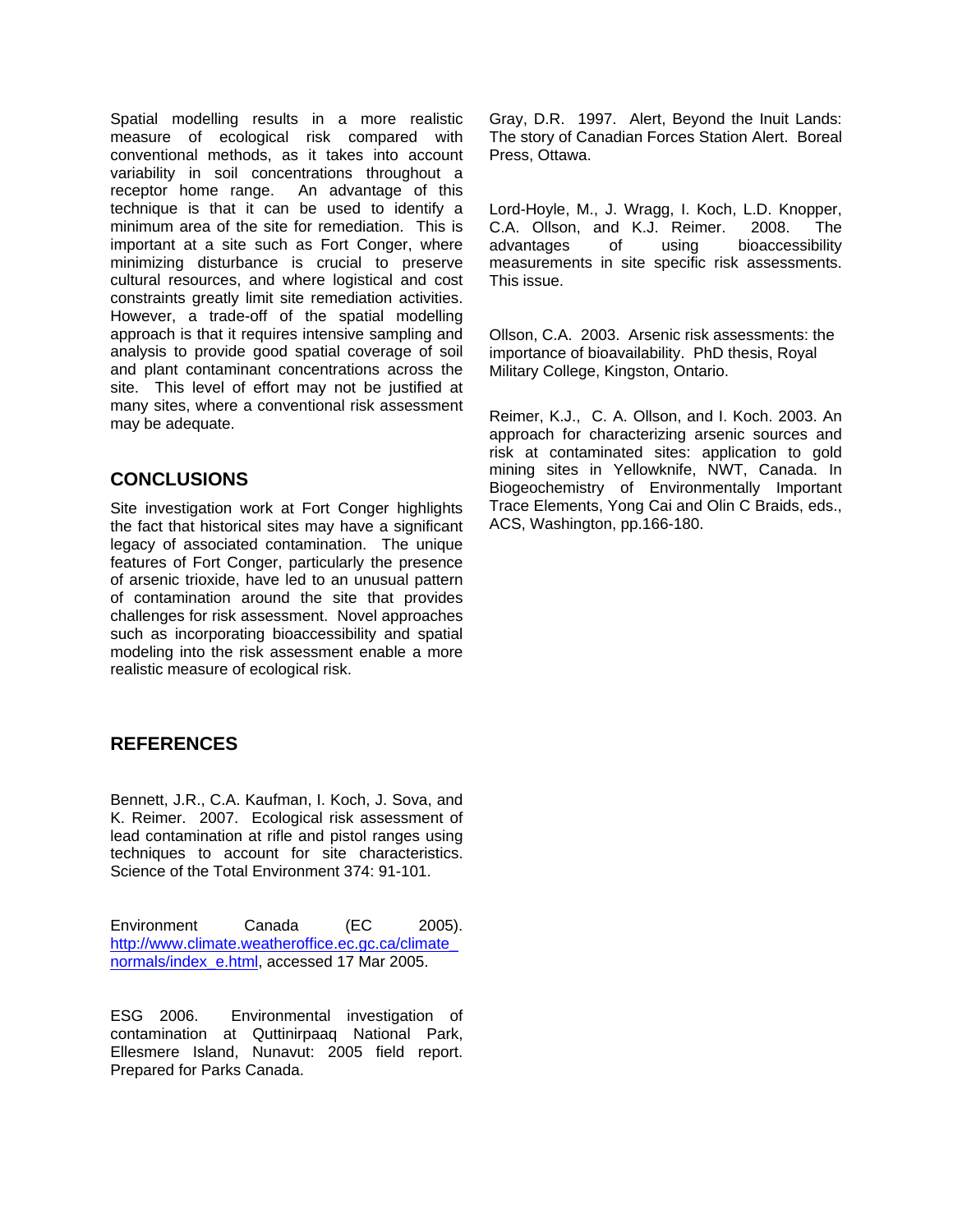Spatial modelling results in a more realistic measure of ecological risk compared with conventional methods, as it takes into account variability in soil concentrations throughout a receptor home range. An advantage of this technique is that it can be used to identify a minimum area of the site for remediation. This is important at a site such as Fort Conger, where minimizing disturbance is crucial to preserve cultural resources, and where logistical and cost constraints greatly limit site remediation activities. However, a trade-off of the spatial modelling approach is that it requires intensive sampling and analysis to provide good spatial coverage of soil and plant contaminant concentrations across the site. This level of effort may not be justified at many sites, where a conventional risk assessment may be adequate.

## CONCLUSIONS

Site investigation work at Fort Conger highlights the fact that historical sites may have a significant legacy of associated contamination. The unique features of Fort Conger, particularly the presence of arsenic trioxide, have led to an unusual pattern of contamination around the site that provides challenges for risk assessment. Novel approaches such as incorporating bioaccessibility and spatial modeling into the risk assessment enable a more realistic measure of ecological risk.

## REFERENCES

Bennett, J.R., C.A. Kaufman, I. Koch, J. Sova, and K. Reimer. 2007. Ecological risk assessment of lead contamination at rifle and pistol ranges using techniques to account for site characteristics. Science of the Total Environment 374: 91-101.

Environment Canada (EC 2005). http://www.climate.weatheroffice.ec.gc.ca/climate_normals/index_e.html, accessed 17 Mar 2005.

ESG 2006. Environmental investigation of contamination at Quttinirpaaq National Park, Ellesmere Island, Nunavut: 2005 field report. Prepared for Parks Canada.

Gray, D.R. 1997. Alert, Beyond the Inuit Lands: The story of Canadian Forces Station Alert. Boreal Press, Ottawa.

Lord-Hoyle, M., J. Wragg, I. Koch, L.D. Knopper, C.A. Ollson, and K.J. Reimer. 2008. The advantages of using bioaccessibility measurements in site specific risk assessments. This issue.

Ollson, C.A. 2003. Arsenic risk assessments: the importance of bioavailability. PhD thesis, Royal Military College, Kingston, Ontario.

Reimer, K.J., C. A. Ollson, and I. Koch. 2003. An approach for characterizing arsenic sources and risk at contaminated sites: application to gold mining sites in Yellowknife, NWT, Canada. In Biogeochemistry of Environmentally Important Trace Elements, Yong Cai and Olin C Braids, eds., ACS, Washington, pp.166-180.